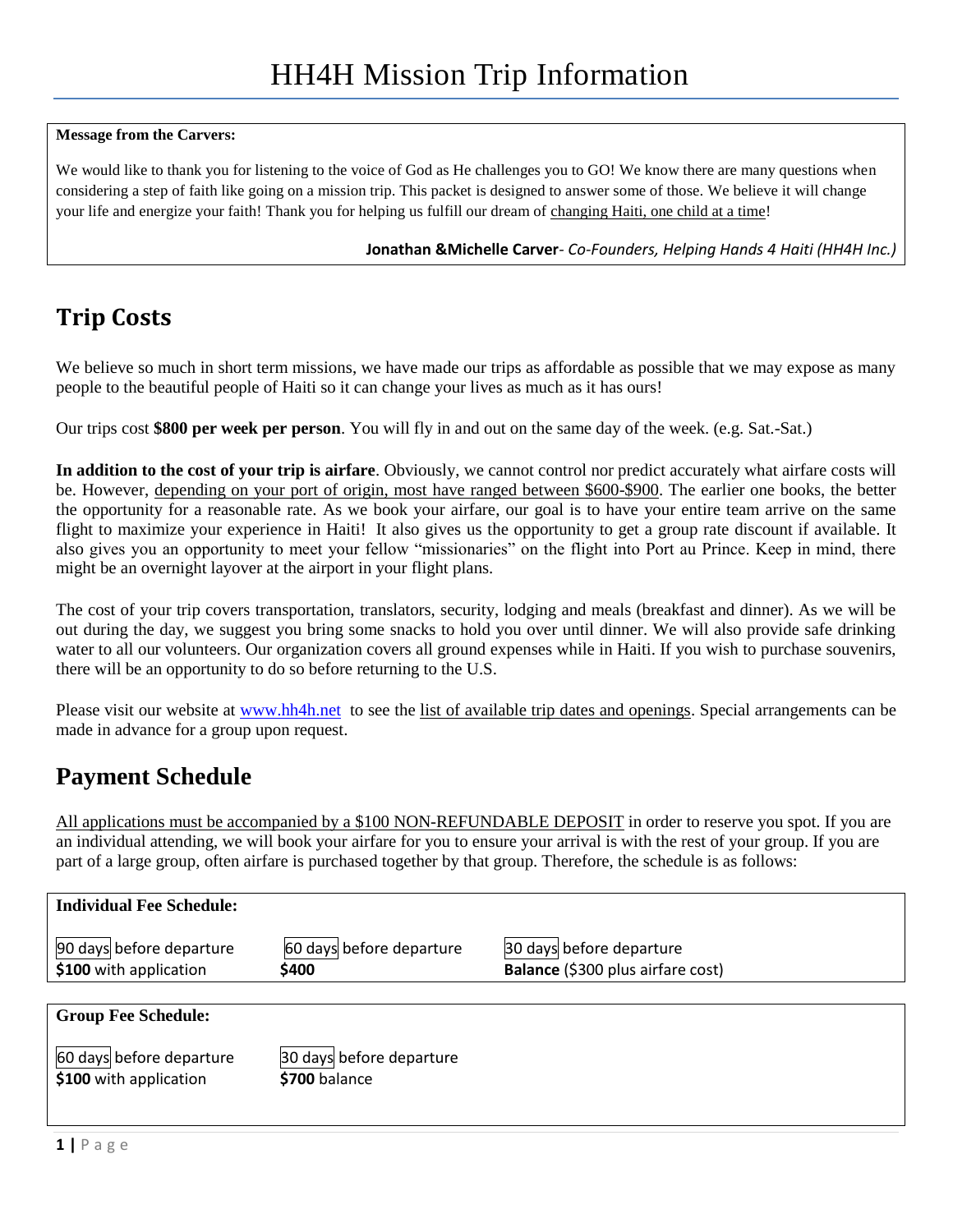# HH4H Mission Trip Information

**Message from the Carvers:**

We would like to thank you for listening to the voice of God as He challenges you to GO! We know there are many questions when considering a step of faith like going on a mission trip. This packet is designed to answer some of those. We believe it will change your life and energize your faith! Thank you for helping us fulfill our dream of changing Haiti, one child at a time!

**Jonathan &Michelle Carver**- *Co-Founders, Helping Hands 4 Haiti (HH4H Inc.)*

## Trip Costs

We believe so much in short term missions, we have made our trips as affordable as possible that we may expose as many people to the beautiful people of Haiti so it can change your lives as much as it has ours!

Our trips cost **$800 per week per person**. You will fly in and out on the same day of the week. (e.g. Sat.-Sat.)

**In addition to the cost of your trip is airfare**. Obviously, we cannot control nor predict accurately what airfare costs will be. However, depending on your port of origin, most have ranged between $600-$900. The earlier one books, the better the opportunity for a reasonable rate. As we book your airfare, our goal is to have your entire team arrive on the same flight to maximize your experience in Haiti! It also gives us the opportunity to get a group rate discount if available. It also gives you an opportunity to meet your fellow "missionaries" on the flight into Port au Prince. Keep in mind, there might be an overnight layover at the airport in your flight plans.

The cost of your trip covers transportation, translators, security, lodging and meals (breakfast and dinner). As we will be out during the day, we suggest you bring some snacks to hold you over until dinner. We will also provide safe drinking water to all our volunteers. Our organization covers all ground expenses while in Haiti. If you wish to purchase souvenirs, there will be an opportunity to do so before returning to the U.S.

Please visit our website at www.hh4h.net to see the list of available trip dates and openings. Special arrangements can be made in advance for a group upon request.

## Payment Schedule

All applications must be accompanied by a $100 NON-REFUNDABLE DEPOSIT in order to reserve you spot. If you are an individual attending, we will book your airfare for you to ensure your arrival is with the rest of your group. If you are part of a large group, often airfare is purchased together by that group. Therefore, the schedule is as follows:

**Individual Fee Schedule:**

| 90 days before departure | 60 days before departure | 30 days before departure |
|---|---|---|
| **$100** with application | **$400** | **Balance** ($300 plus airfare cost) |

**Group Fee Schedule:**

| 60 days before departure | 30 days before departure |
|---|---|
| **$100** with application | **$700** balance |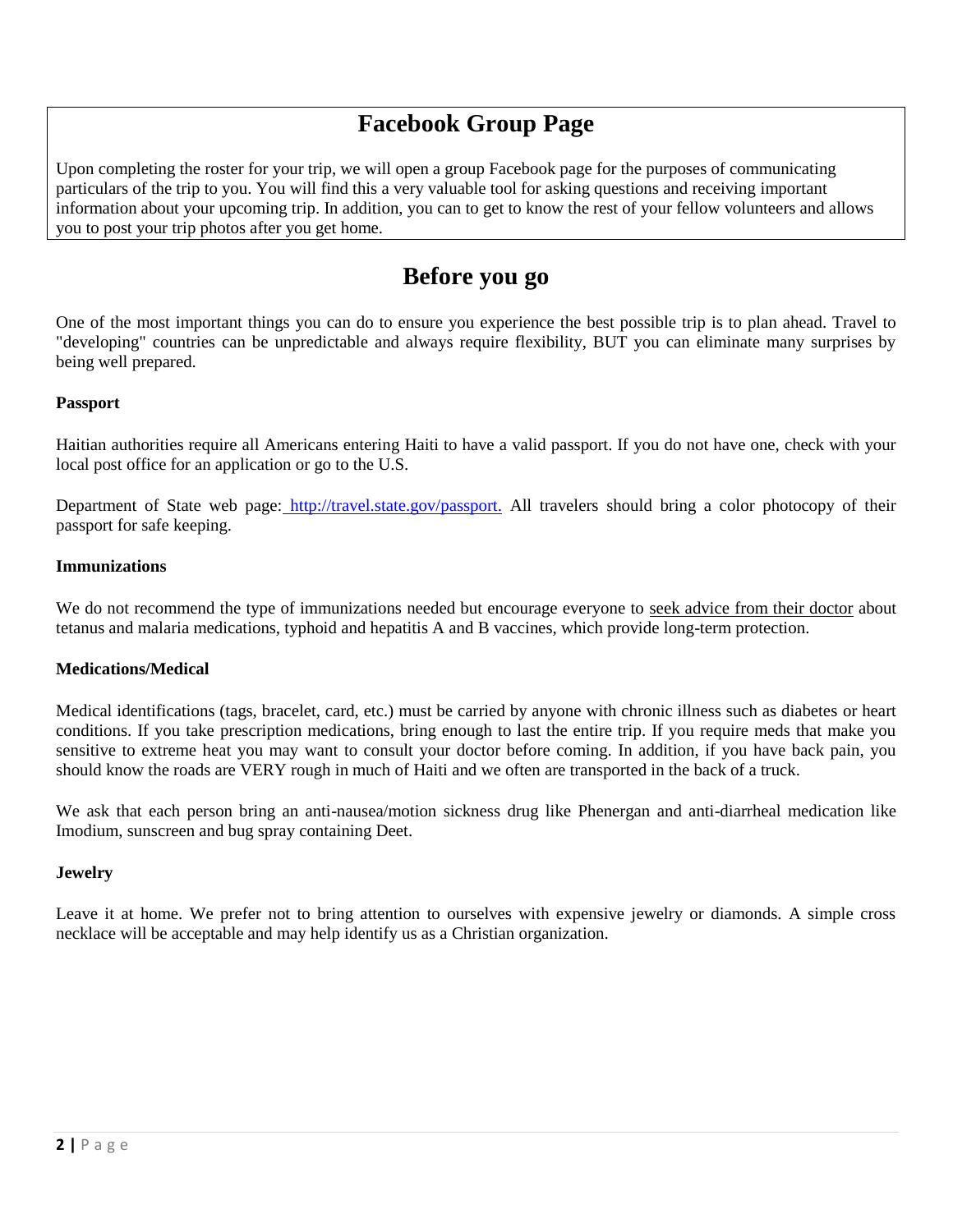## Facebook Group Page

Upon completing the roster for your trip, we will open a group Facebook page for the purposes of communicating particulars of the trip to you. You will find this a very valuable tool for asking questions and receiving important information about your upcoming trip. In addition, you can to get to know the rest of your fellow volunteers and allows you to post your trip photos after you get home.

## Before you go

One of the most important things you can do to ensure you experience the best possible trip is to plan ahead. Travel to "developing" countries can be unpredictable and always require flexibility, BUT you can eliminate many surprises by being well prepared.

**Passport**

Haitian authorities require all Americans entering Haiti to have a valid passport. If you do not have one, check with your local post office for an application or go to the U.S.

Department of State web page: http://travel.state.gov/passport. All travelers should bring a color photocopy of their passport for safe keeping.

**Immunizations**

We do not recommend the type of immunizations needed but encourage everyone to seek advice from their doctor about tetanus and malaria medications, typhoid and hepatitis A and B vaccines, which provide long-term protection.

**Medications/Medical**

Medical identifications (tags, bracelet, card, etc.) must be carried by anyone with chronic illness such as diabetes or heart conditions. If you take prescription medications, bring enough to last the entire trip. If you require meds that make you sensitive to extreme heat you may want to consult your doctor before coming. In addition, if you have back pain, you should know the roads are VERY rough in much of Haiti and we often are transported in the back of a truck.

We ask that each person bring an anti-nausea/motion sickness drug like Phenergan and anti-diarrheal medication like Imodium, sunscreen and bug spray containing Deet.

**Jewelry**

Leave it at home. We prefer not to bring attention to ourselves with expensive jewelry or diamonds. A simple cross necklace will be acceptable and may help identify us as a Christian organization.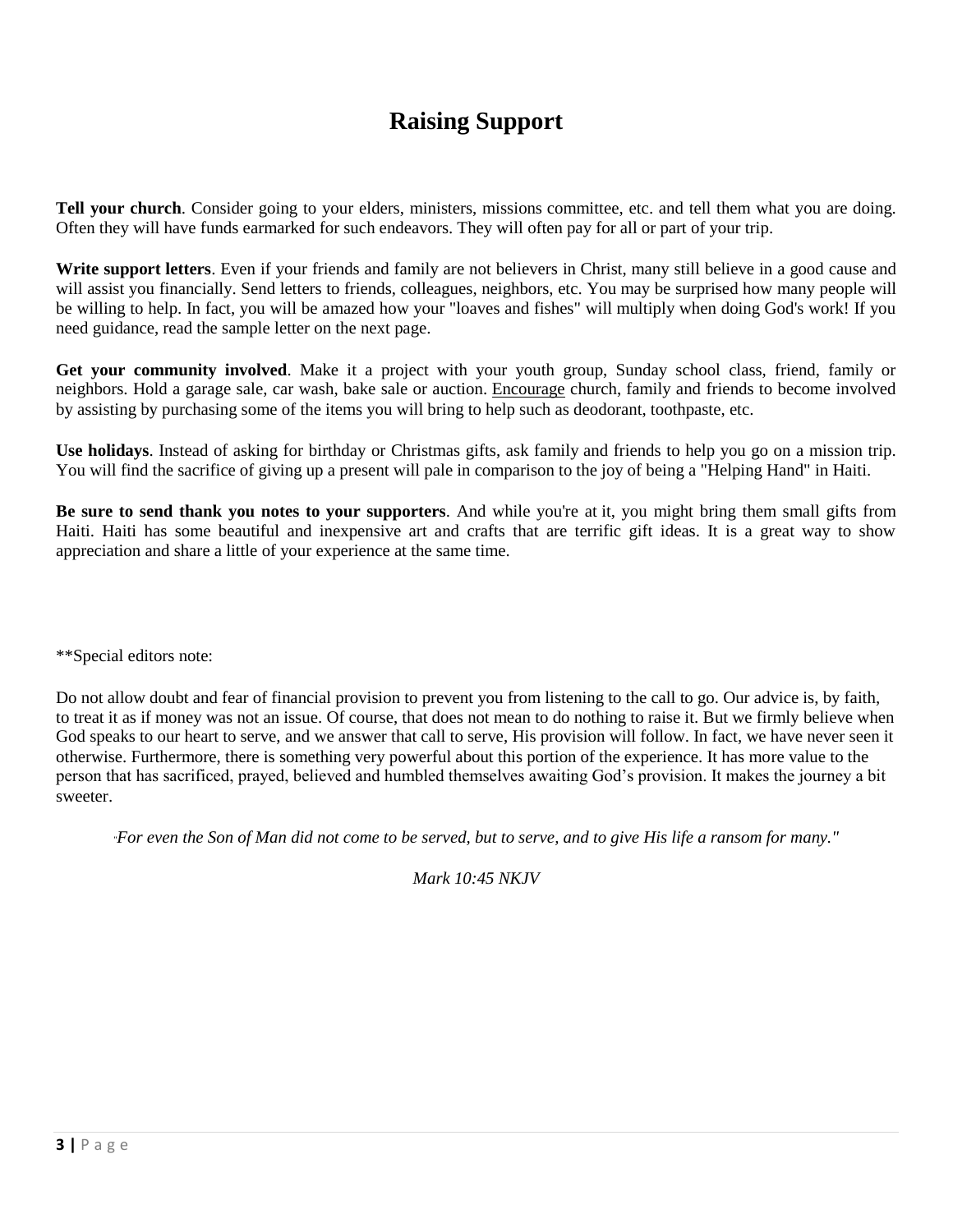# Raising Support

**Tell your church**. Consider going to your elders, ministers, missions committee, etc. and tell them what you are doing. Often they will have funds earmarked for such endeavors. They will often pay for all or part of your trip.

**Write support letters**. Even if your friends and family are not believers in Christ, many still believe in a good cause and will assist you financially. Send letters to friends, colleagues, neighbors, etc. You may be surprised how many people will be willing to help. In fact, you will be amazed how your "loaves and fishes" will multiply when doing God's work! If you need guidance, read the sample letter on the next page.

**Get your community involved**. Make it a project with your youth group, Sunday school class, friend, family or neighbors. Hold a garage sale, car wash, bake sale or auction. Encourage church, family and friends to become involved by assisting by purchasing some of the items you will bring to help such as deodorant, toothpaste, etc.

**Use holidays**. Instead of asking for birthday or Christmas gifts, ask family and friends to help you go on a mission trip. You will find the sacrifice of giving up a present will pale in comparison to the joy of being a "Helping Hand" in Haiti.

**Be sure to send thank you notes to your supporters**. And while you're at it, you might bring them small gifts from Haiti. Haiti has some beautiful and inexpensive art and crafts that are terrific gift ideas. It is a great way to show appreciation and share a little of your experience at the same time.

**Special editors note:

Do not allow doubt and fear of financial provision to prevent you from listening to the call to go. Our advice is, by faith, to treat it as if money was not an issue. Of course, that does not mean to do nothing to raise it. But we firmly believe when God speaks to our heart to serve, and we answer that call to serve, His provision will follow. In fact, we have never seen it otherwise. Furthermore, there is something very powerful about this portion of the experience. It has more value to the person that has sacrificed, prayed, believed and humbled themselves awaiting God's provision. It makes the journey a bit sweeter.

*"For even the Son of Man did not come to be served, but to serve, and to give His life a ransom for many."*

*Mark 10:45 NKJV*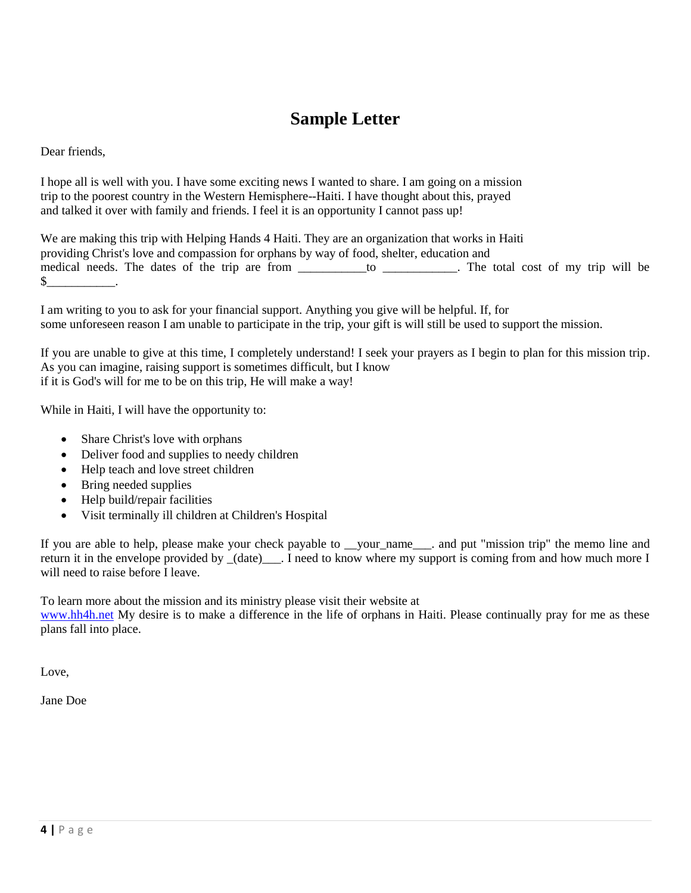# Sample Letter

Dear friends,

I hope all is well with you. I have some exciting news I wanted to share. I am going on a mission trip to the poorest country in the Western Hemisphere--Haiti. I have thought about this, prayed and talked it over with family and friends. I feel it is an opportunity I cannot pass up!

We are making this trip with Helping Hands 4 Haiti. They are an organization that works in Haiti providing Christ's love and compassion for orphans by way of food, shelter, education and medical needs. The dates of the trip are from ___________to ____________. The total cost of my trip will be $___________.

I am writing to you to ask for your financial support. Anything you give will be helpful. If, for some unforeseen reason I am unable to participate in the trip, your gift is will still be used to support the mission.

If you are unable to give at this time, I completely understand! I seek your prayers as I begin to plan for this mission trip. As you can imagine, raising support is sometimes difficult, but I know if it is God's will for me to be on this trip, He will make a way!

While in Haiti, I will have the opportunity to:

- Share Christ's love with orphans
- Deliver food and supplies to needy children
- Help teach and love street children
- Bring needed supplies
- Help build/repair facilities
- Visit terminally ill children at Children's Hospital

If you are able to help, please make your check payable to __your_name___. and put "mission trip" the memo line and return it in the envelope provided by _(date)___. I need to know where my support is coming from and how much more I will need to raise before I leave.

To learn more about the mission and its ministry please visit their website at www.hh4h.net My desire is to make a difference in the life of orphans in Haiti. Please continually pray for me as these plans fall into place.

Love,

Jane Doe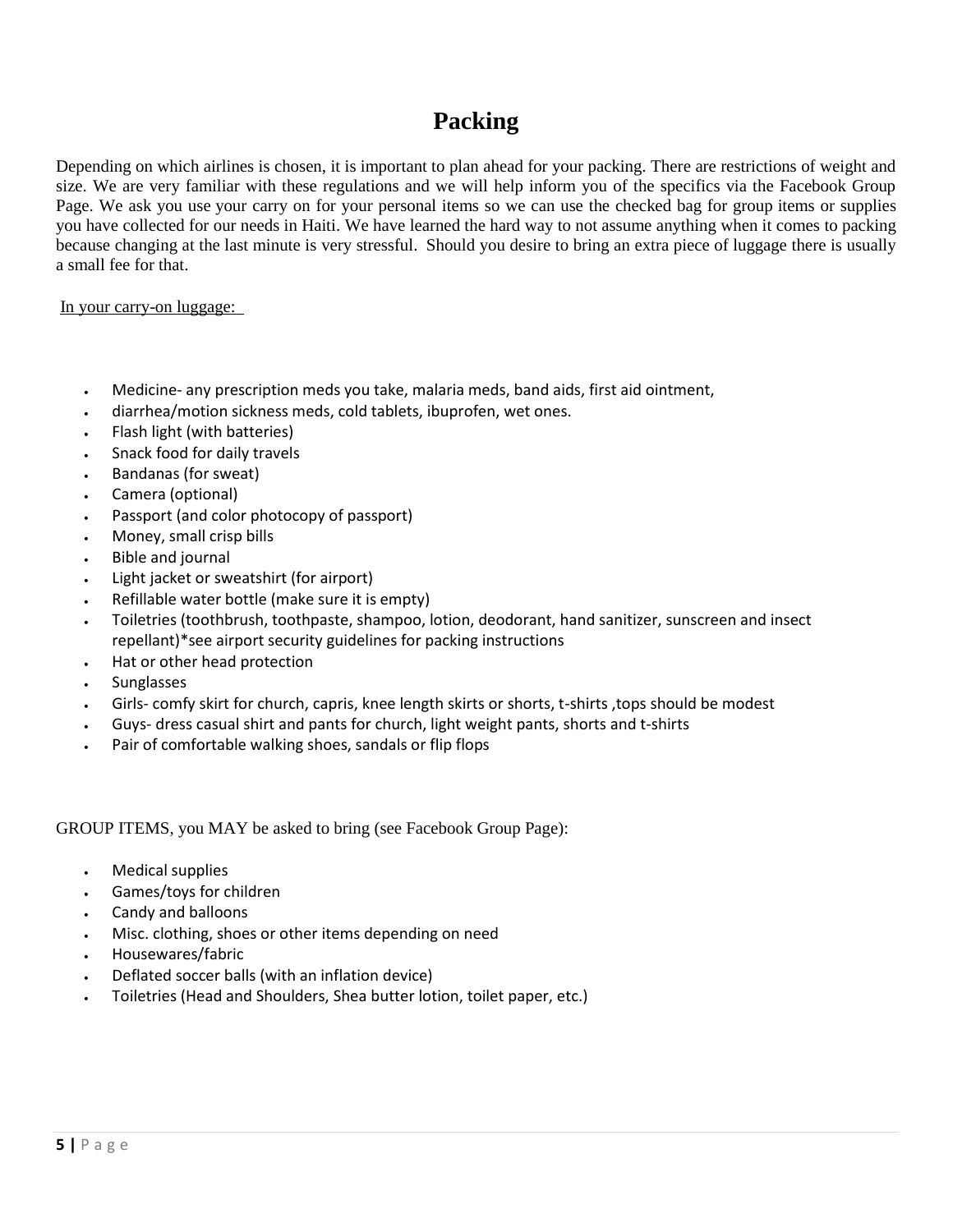# Packing

Depending on which airlines is chosen, it is important to plan ahead for your packing. There are restrictions of weight and size. We are very familiar with these regulations and we will help inform you of the specifics via the Facebook Group Page. We ask you use your carry on for your personal items so we can use the checked bag for group items or supplies you have collected for our needs in Haiti. We have learned the hard way to not assume anything when it comes to packing because changing at the last minute is very stressful. Should you desire to bring an extra piece of luggage there is usually a small fee for that.

<u>In your carry-on luggage:</u>

- Medicine- any prescription meds you take, malaria meds, band aids, first aid ointment,
- diarrhea/motion sickness meds, cold tablets, ibuprofen, wet ones.
- Flash light (with batteries)
- Snack food for daily travels
- Bandanas (for sweat)
- Camera (optional)
- Passport (and color photocopy of passport)
- Money, small crisp bills
- Bible and journal
- Light jacket or sweatshirt (for airport)
- Refillable water bottle (make sure it is empty)
- Toiletries (toothbrush, toothpaste, shampoo, lotion, deodorant, hand sanitizer, sunscreen and insect repellant)*see airport security guidelines for packing instructions
- Hat or other head protection
- Sunglasses
- Girls- comfy skirt for church, capris, knee length skirts or shorts, t-shirts ,tops should be modest
- Guys- dress casual shirt and pants for church, light weight pants, shorts and t-shirts
- Pair of comfortable walking shoes, sandals or flip flops

GROUP ITEMS, you MAY be asked to bring (see Facebook Group Page):

- Medical supplies
- Games/toys for children
- Candy and balloons
- Misc. clothing, shoes or other items depending on need
- Housewares/fabric
- Deflated soccer balls (with an inflation device)
- Toiletries (Head and Shoulders, Shea butter lotion, toilet paper, etc.)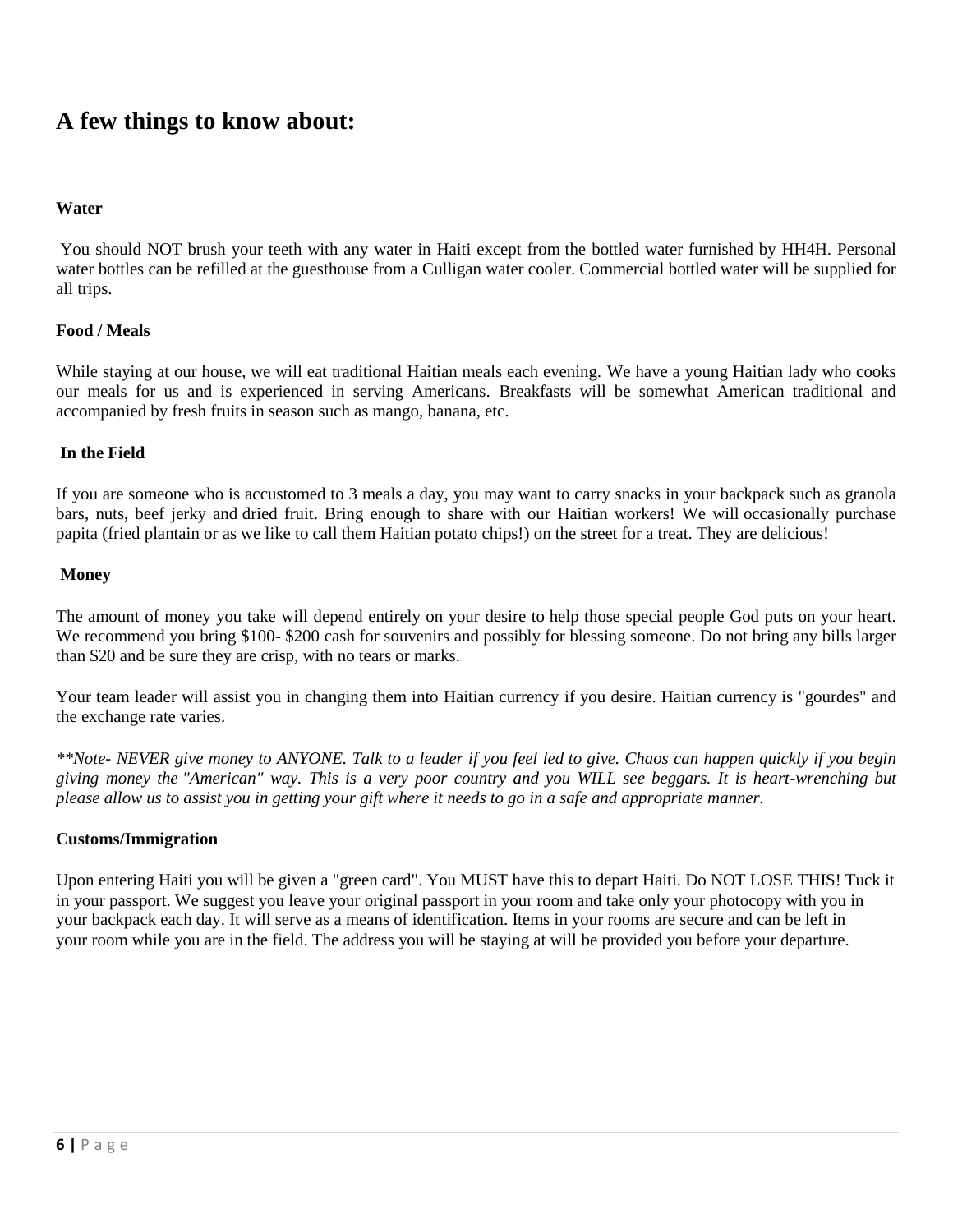## A few things to know about:

**Water**

You should NOT brush your teeth with any water in Haiti except from the bottled water furnished by HH4H. Personal water bottles can be refilled at the guesthouse from a Culligan water cooler. Commercial bottled water will be supplied for all trips.

**Food / Meals**

While staying at our house, we will eat traditional Haitian meals each evening. We have a young Haitian lady who cooks our meals for us and is experienced in serving Americans. Breakfasts will be somewhat American traditional and accompanied by fresh fruits in season such as mango, banana, etc.

**In the Field**

If you are someone who is accustomed to 3 meals a day, you may want to carry snacks in your backpack such as granola bars, nuts, beef jerky and dried fruit. Bring enough to share with our Haitian workers! We will occasionally purchase papita (fried plantain or as we like to call them Haitian potato chips!) on the street for a treat. They are delicious!

**Money**

The amount of money you take will depend entirely on your desire to help those special people God puts on your heart. We recommend you bring $100- $200 cash for souvenirs and possibly for blessing someone. Do not bring any bills larger than $20 and be sure they are crisp, with no tears or marks.

Your team leader will assist you in changing them into Haitian currency if you desire. Haitian currency is "gourdes" and the exchange rate varies.

*\*\*Note- NEVER give money to ANYONE. Talk to a leader if you feel led to give. Chaos can happen quickly if you begin giving money the "American" way. This is a very poor country and you WILL see beggars. It is heart-wrenching but please allow us to assist you in getting your gift where it needs to go in a safe and appropriate manner.*

**Customs/Immigration**

Upon entering Haiti you will be given a "green card". You MUST have this to depart Haiti. Do NOT LOSE THIS! Tuck it in your passport. We suggest you leave your original passport in your room and take only your photocopy with you in your backpack each day. It will serve as a means of identification. Items in your rooms are secure and can be left in your room while you are in the field. The address you will be staying at will be provided you before your departure.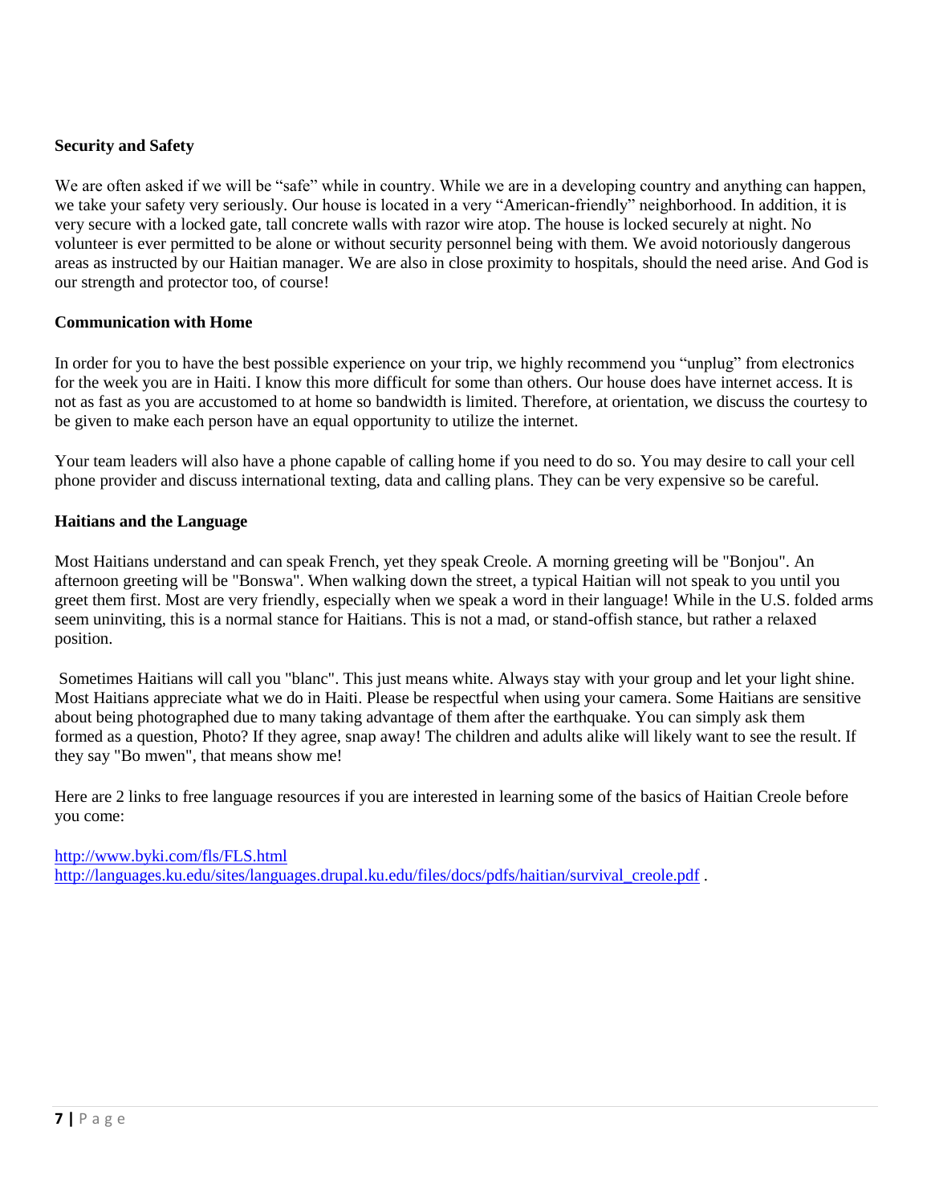**Security and Safety**

We are often asked if we will be "safe" while in country. While we are in a developing country and anything can happen, we take your safety very seriously. Our house is located in a very "American-friendly" neighborhood. In addition, it is very secure with a locked gate, tall concrete walls with razor wire atop. The house is locked securely at night. No volunteer is ever permitted to be alone or without security personnel being with them. We avoid notoriously dangerous areas as instructed by our Haitian manager. We are also in close proximity to hospitals, should the need arise. And God is our strength and protector too, of course!

**Communication with Home**

In order for you to have the best possible experience on your trip, we highly recommend you "unplug" from electronics for the week you are in Haiti. I know this more difficult for some than others. Our house does have internet access. It is not as fast as you are accustomed to at home so bandwidth is limited. Therefore, at orientation, we discuss the courtesy to be given to make each person have an equal opportunity to utilize the internet.

Your team leaders will also have a phone capable of calling home if you need to do so. You may desire to call your cell phone provider and discuss international texting, data and calling plans. They can be very expensive so be careful.

**Haitians and the Language**

Most Haitians understand and can speak French, yet they speak Creole. A morning greeting will be "Bonjou". An afternoon greeting will be "Bonswa". When walking down the street, a typical Haitian will not speak to you until you greet them first. Most are very friendly, especially when we speak a word in their language! While in the U.S. folded arms seem uninviting, this is a normal stance for Haitians. This is not a mad, or stand-offish stance, but rather a relaxed position.

Sometimes Haitians will call you "blanc". This just means white. Always stay with your group and let your light shine. Most Haitians appreciate what we do in Haiti. Please be respectful when using your camera. Some Haitians are sensitive about being photographed due to many taking advantage of them after the earthquake. You can simply ask them formed as a question, Photo? If they agree, snap away! The children and adults alike will likely want to see the result. If they say "Bo mwen", that means show me!

Here are 2 links to free language resources if you are interested in learning some of the basics of Haitian Creole before you come:

http://www.byki.com/fls/FLS.html
http://languages.ku.edu/sites/languages.drupal.ku.edu/files/docs/pdfs/haitian/survival_creole.pdf .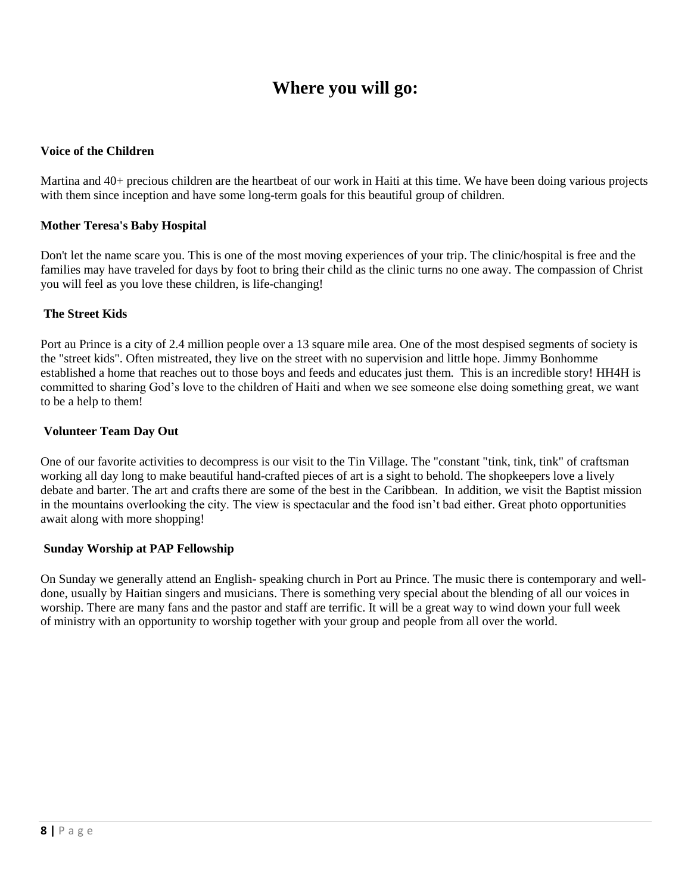# Where you will go:

**Voice of the Children**

Martina and 40+ precious children are the heartbeat of our work in Haiti at this time. We have been doing various projects with them since inception and have some long-term goals for this beautiful group of children.

**Mother Teresa's Baby Hospital**

Don't let the name scare you. This is one of the most moving experiences of your trip. The clinic/hospital is free and the families may have traveled for days by foot to bring their child as the clinic turns no one away. The compassion of Christ you will feel as you love these children, is life-changing!

**The Street Kids**

Port au Prince is a city of 2.4 million people over a 13 square mile area. One of the most despised segments of society is the "street kids". Often mistreated, they live on the street with no supervision and little hope. Jimmy Bonhomme established a home that reaches out to those boys and feeds and educates just them. This is an incredible story! HH4H is committed to sharing God's love to the children of Haiti and when we see someone else doing something great, we want to be a help to them!

**Volunteer Team Day Out**

One of our favorite activities to decompress is our visit to the Tin Village. The "constant "tink, tink, tink" of craftsman working all day long to make beautiful hand-crafted pieces of art is a sight to behold. The shopkeepers love a lively debate and barter. The art and crafts there are some of the best in the Caribbean. In addition, we visit the Baptist mission in the mountains overlooking the city. The view is spectacular and the food isn't bad either. Great photo opportunities await along with more shopping!

**Sunday Worship at PAP Fellowship**

On Sunday we generally attend an English- speaking church in Port au Prince. The music there is contemporary and well-done, usually by Haitian singers and musicians. There is something very special about the blending of all our voices in worship. There are many fans and the pastor and staff are terrific. It will be a great way to wind down your full week of ministry with an opportunity to worship together with your group and people from all over the world.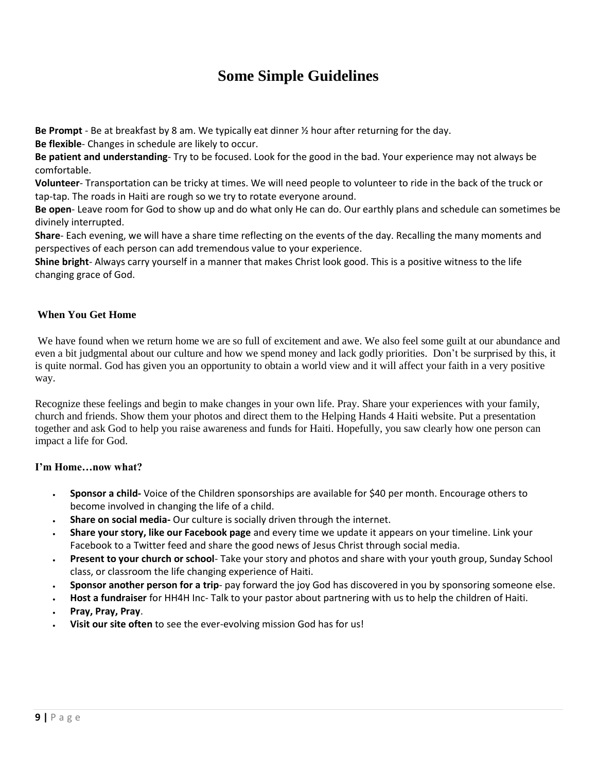# Some Simple Guidelines

**Be Prompt** - Be at breakfast by 8 am. We typically eat dinner ½ hour after returning for the day.
**Be flexible**- Changes in schedule are likely to occur.
**Be patient and understanding**- Try to be focused. Look for the good in the bad. Your experience may not always be comfortable.
**Volunteer**- Transportation can be tricky at times. We will need people to volunteer to ride in the back of the truck or tap-tap. The roads in Haiti are rough so we try to rotate everyone around.
**Be open**- Leave room for God to show up and do what only He can do. Our earthly plans and schedule can sometimes be divinely interrupted.
**Share**- Each evening, we will have a share time reflecting on the events of the day. Recalling the many moments and perspectives of each person can add tremendous value to your experience.
**Shine bright**- Always carry yourself in a manner that makes Christ look good. This is a positive witness to the life changing grace of God.

### When You Get Home

We have found when we return home we are so full of excitement and awe. We also feel some guilt at our abundance and even a bit judgmental about our culture and how we spend money and lack godly priorities. Don't be surprised by this, it is quite normal. God has given you an opportunity to obtain a world view and it will affect your faith in a very positive way.

Recognize these feelings and begin to make changes in your own life. Pray. Share your experiences with your family, church and friends. Show them your photos and direct them to the Helping Hands 4 Haiti website. Put a presentation together and ask God to help you raise awareness and funds for Haiti. Hopefully, you saw clearly how one person can impact a life for God.

### I'm Home…now what?

- **Sponsor a child-** Voice of the Children sponsorships are available for $40 per month. Encourage others to become involved in changing the life of a child.
- **Share on social media-** Our culture is socially driven through the internet.
- **Share your story, like our Facebook page** and every time we update it appears on your timeline. Link your Facebook to a Twitter feed and share the good news of Jesus Christ through social media.
- **Present to your church or school**- Take your story and photos and share with your youth group, Sunday School class, or classroom the life changing experience of Haiti.
- **Sponsor another person for a trip**- pay forward the joy God has discovered in you by sponsoring someone else.
- **Host a fundraiser** for HH4H Inc- Talk to your pastor about partnering with us to help the children of Haiti.
- **Pray, Pray, Pray**.
- **Visit our site often** to see the ever-evolving mission God has for us!